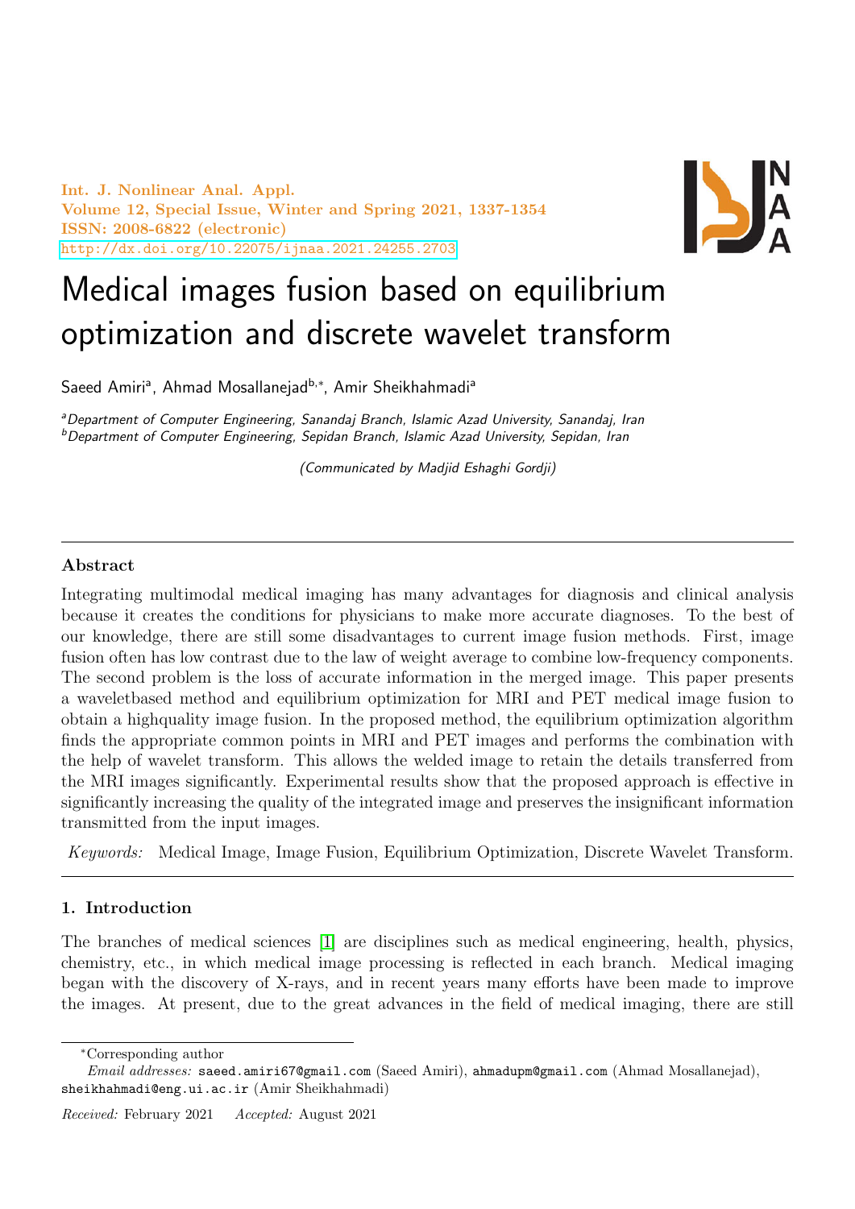# Medical images fusion based on equilibrium optimization and discrete wavelet transform

Saeed Amiri[a], Ahmad Mosallanejad[b,*], Amir Sheikhahmadi[a]

[a]*Department of Computer Engineering, Sanandaj Branch, Islamic Azad University, Sanandaj, Iran*
[b]*Department of Computer Engineering, Sepidan Branch, Islamic Azad University, Sepidan, Iran*

*(Communicated by Madjid Eshaghi Gordji)*

---

### Abstract

Integrating multimodal medical imaging has many advantages for diagnosis and clinical analysis because it creates the conditions for physicians to make more accurate diagnoses. To the best of our knowledge, there are still some disadvantages to current image fusion methods. First, image fusion often has low contrast due to the law of weight average to combine low-frequency components. The second problem is the loss of accurate information in the merged image. This paper presents a waveletbased method and equilibrium optimization for MRI and PET medical image fusion to obtain a highquality image fusion. In the proposed method, the equilibrium optimization algorithm finds the appropriate common points in MRI and PET images and performs the combination with the help of wavelet transform. This allows the welded image to retain the details transferred from the MRI images significantly. Experimental results show that the proposed approach is effective in significantly increasing the quality of the integrated image and preserves the insignificant information transmitted from the input images.

*Keywords:* Medical Image, Image Fusion, Equilibrium Optimization, Discrete Wavelet Transform.

---

## 1. Introduction

The branches of medical sciences [1] are disciplines such as medical engineering, health, physics, chemistry, etc., in which medical image processing is reflected in each branch. Medical imaging began with the discovery of X-rays, and in recent years many efforts have been made to improve the images. At present, due to the great advances in the field of medical imaging, there are still

---

*Corresponding author

*Email addresses:* saeed.amiri67@gmail.com (Saeed Amiri), ahmadupm@gmail.com (Ahmad Mosallanejad), sheikhahmadi@eng.ui.ac.ir (Amir Sheikhahmadi)

*Received:* February 2021 *Accepted:* August 2021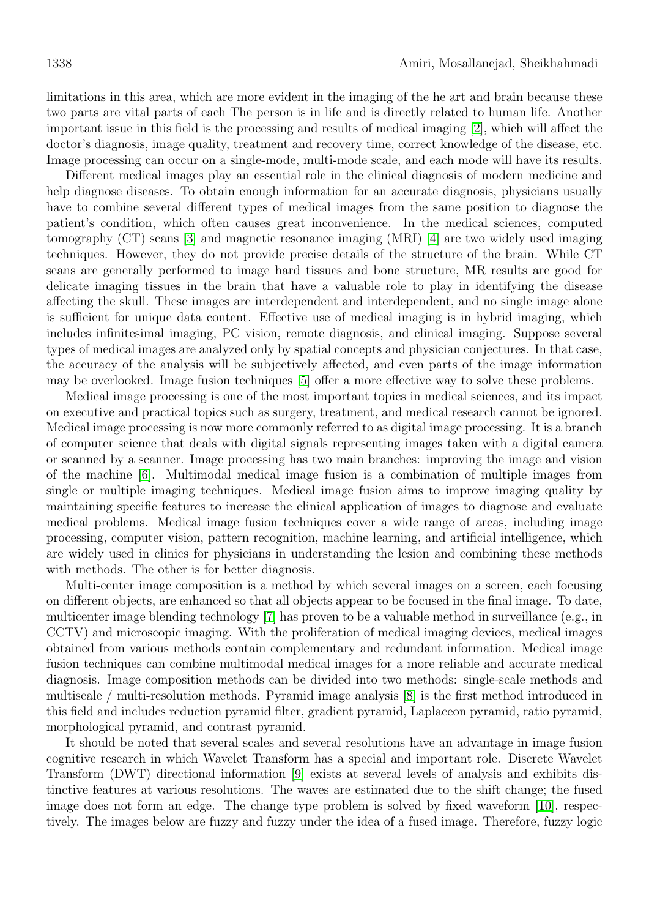limitations in this area, which are more evident in the imaging of the he art and brain because these two parts are vital parts of each The person is in life and is directly related to human life. Another important issue in this field is the processing and results of medical imaging [2], which will affect the doctor's diagnosis, image quality, treatment and recovery time, correct knowledge of the disease, etc. Image processing can occur on a single-mode, multi-mode scale, and each mode will have its results.

Different medical images play an essential role in the clinical diagnosis of modern medicine and help diagnose diseases. To obtain enough information for an accurate diagnosis, physicians usually have to combine several different types of medical images from the same position to diagnose the patient's condition, which often causes great inconvenience. In the medical sciences, computed tomography (CT) scans [3] and magnetic resonance imaging (MRI) [4] are two widely used imaging techniques. However, they do not provide precise details of the structure of the brain. While CT scans are generally performed to image hard tissues and bone structure, MR results are good for delicate imaging tissues in the brain that have a valuable role to play in identifying the disease affecting the skull. These images are interdependent and interdependent, and no single image alone is sufficient for unique data content. Effective use of medical imaging is in hybrid imaging, which includes infinitesimal imaging, PC vision, remote diagnosis, and clinical imaging. Suppose several types of medical images are analyzed only by spatial concepts and physician conjectures. In that case, the accuracy of the analysis will be subjectively affected, and even parts of the image information may be overlooked. Image fusion techniques [5] offer a more effective way to solve these problems.

Medical image processing is one of the most important topics in medical sciences, and its impact on executive and practical topics such as surgery, treatment, and medical research cannot be ignored. Medical image processing is now more commonly referred to as digital image processing. It is a branch of computer science that deals with digital signals representing images taken with a digital camera or scanned by a scanner. Image processing has two main branches: improving the image and vision of the machine [6]. Multimodal medical image fusion is a combination of multiple images from single or multiple imaging techniques. Medical image fusion aims to improve imaging quality by maintaining specific features to increase the clinical application of images to diagnose and evaluate medical problems. Medical image fusion techniques cover a wide range of areas, including image processing, computer vision, pattern recognition, machine learning, and artificial intelligence, which are widely used in clinics for physicians in understanding the lesion and combining these methods with methods. The other is for better diagnosis.

Multi-center image composition is a method by which several images on a screen, each focusing on different objects, are enhanced so that all objects appear to be focused in the final image. To date, multicenter image blending technology [7] has proven to be a valuable method in surveillance (e.g., in CCTV) and microscopic imaging. With the proliferation of medical imaging devices, medical images obtained from various methods contain complementary and redundant information. Medical image fusion techniques can combine multimodal medical images for a more reliable and accurate medical diagnosis. Image composition methods can be divided into two methods: single-scale methods and multiscale / multi-resolution methods. Pyramid image analysis [8] is the first method introduced in this field and includes reduction pyramid filter, gradient pyramid, Laplaceon pyramid, ratio pyramid, morphological pyramid, and contrast pyramid.

It should be noted that several scales and several resolutions have an advantage in image fusion cognitive research in which Wavelet Transform has a special and important role. Discrete Wavelet Transform (DWT) directional information [9] exists at several levels of analysis and exhibits distinctive features at various resolutions. The waves are estimated due to the shift change; the fused image does not form an edge. The change type problem is solved by fixed waveform [10], respectively. The images below are fuzzy and fuzzy under the idea of a fused image. Therefore, fuzzy logic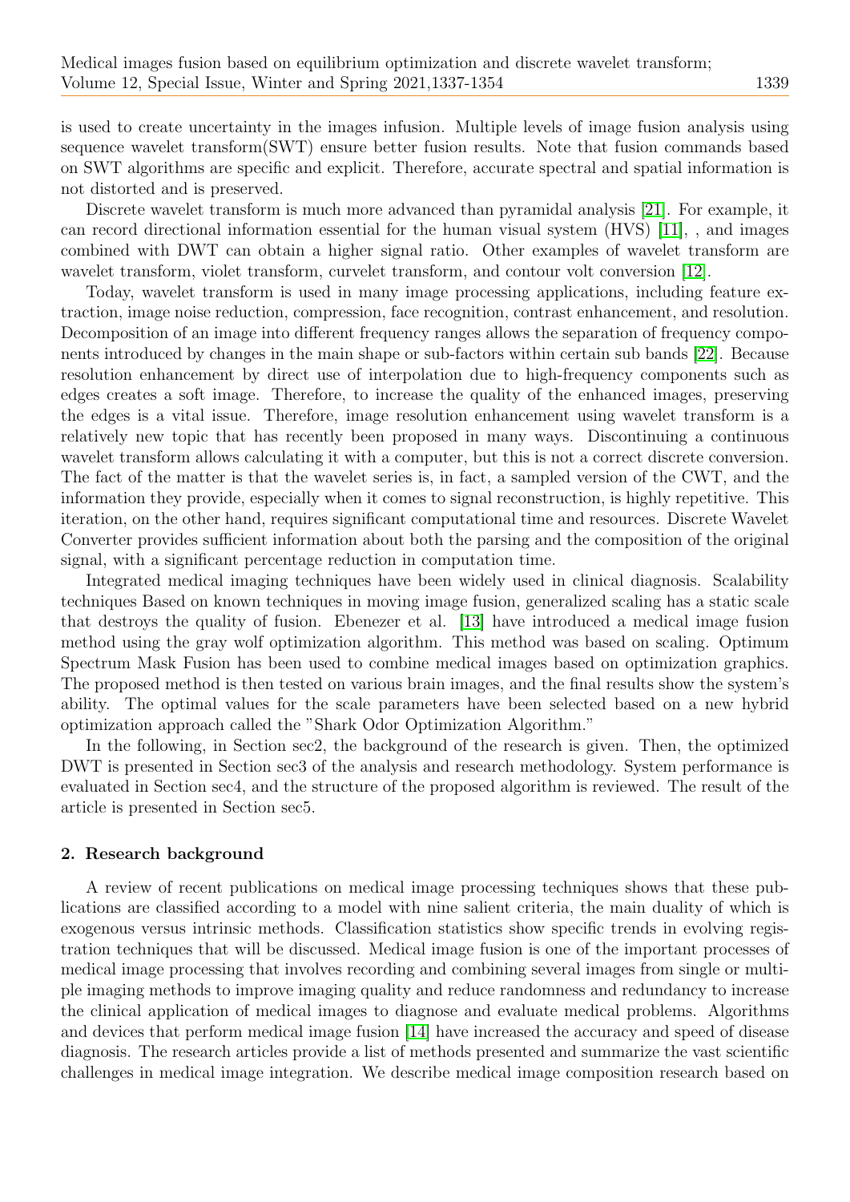is used to create uncertainty in the images infusion. Multiple levels of image fusion analysis using sequence wavelet transform(SWT) ensure better fusion results. Note that fusion commands based on SWT algorithms are specific and explicit. Therefore, accurate spectral and spatial information is not distorted and is preserved.

Discrete wavelet transform is much more advanced than pyramidal analysis [21]. For example, it can record directional information essential for the human visual system (HVS) [11], , and images combined with DWT can obtain a higher signal ratio. Other examples of wavelet transform are wavelet transform, violet transform, curvelet transform, and contour volt conversion [12].

Today, wavelet transform is used in many image processing applications, including feature extraction, image noise reduction, compression, face recognition, contrast enhancement, and resolution. Decomposition of an image into different frequency ranges allows the separation of frequency components introduced by changes in the main shape or sub-factors within certain sub bands [22]. Because resolution enhancement by direct use of interpolation due to high-frequency components such as edges creates a soft image. Therefore, to increase the quality of the enhanced images, preserving the edges is a vital issue. Therefore, image resolution enhancement using wavelet transform is a relatively new topic that has recently been proposed in many ways. Discontinuing a continuous wavelet transform allows calculating it with a computer, but this is not a correct discrete conversion. The fact of the matter is that the wavelet series is, in fact, a sampled version of the CWT, and the information they provide, especially when it comes to signal reconstruction, is highly repetitive. This iteration, on the other hand, requires significant computational time and resources. Discrete Wavelet Converter provides sufficient information about both the parsing and the composition of the original signal, with a significant percentage reduction in computation time.

Integrated medical imaging techniques have been widely used in clinical diagnosis. Scalability techniques Based on known techniques in moving image fusion, generalized scaling has a static scale that destroys the quality of fusion. Ebenezer et al. [13] have introduced a medical image fusion method using the gray wolf optimization algorithm. This method was based on scaling. Optimum Spectrum Mask Fusion has been used to combine medical images based on optimization graphics. The proposed method is then tested on various brain images, and the final results show the system's ability. The optimal values for the scale parameters have been selected based on a new hybrid optimization approach called the "Shark Odor Optimization Algorithm."

In the following, in Section sec2, the background of the research is given. Then, the optimized DWT is presented in Section sec3 of the analysis and research methodology. System performance is evaluated in Section sec4, and the structure of the proposed algorithm is reviewed. The result of the article is presented in Section sec5.

## 2. Research background

A review of recent publications on medical image processing techniques shows that these publications are classified according to a model with nine salient criteria, the main duality of which is exogenous versus intrinsic methods. Classification statistics show specific trends in evolving registration techniques that will be discussed. Medical image fusion is one of the important processes of medical image processing that involves recording and combining several images from single or multiple imaging methods to improve imaging quality and reduce randomness and redundancy to increase the clinical application of medical images to diagnose and evaluate medical problems. Algorithms and devices that perform medical image fusion [14] have increased the accuracy and speed of disease diagnosis. The research articles provide a list of methods presented and summarize the vast scientific challenges in medical image integration. We describe medical image composition research based on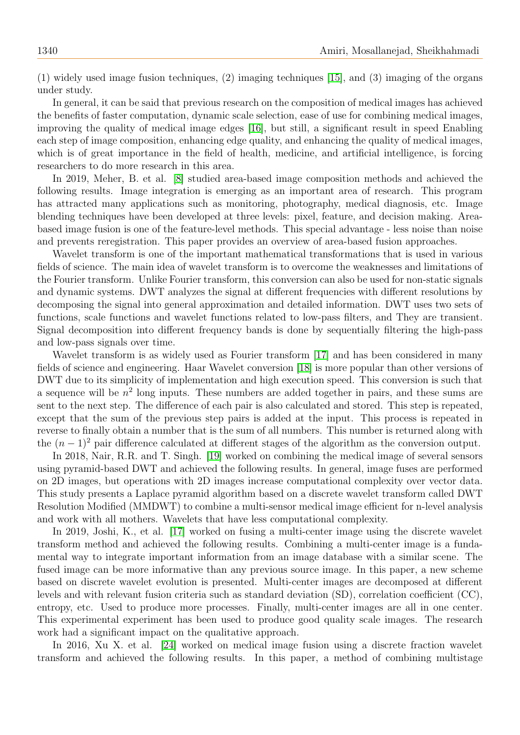(1) widely used image fusion techniques, (2) imaging techniques [15], and (3) imaging of the organs under study.

In general, it can be said that previous research on the composition of medical images has achieved the benefits of faster computation, dynamic scale selection, ease of use for combining medical images, improving the quality of medical image edges [16], but still, a significant result in speed Enabling each step of image composition, enhancing edge quality, and enhancing the quality of medical images, which is of great importance in the field of health, medicine, and artificial intelligence, is forcing researchers to do more research in this area.

In 2019, Meher, B. et al. [8] studied area-based image composition methods and achieved the following results. Image integration is emerging as an important area of research. This program has attracted many applications such as monitoring, photography, medical diagnosis, etc. Image blending techniques have been developed at three levels: pixel, feature, and decision making. Area-based image fusion is one of the feature-level methods. This special advantage - less noise than noise and prevents reregistration. This paper provides an overview of area-based fusion approaches.

Wavelet transform is one of the important mathematical transformations that is used in various fields of science. The main idea of wavelet transform is to overcome the weaknesses and limitations of the Fourier transform. Unlike Fourier transform, this conversion can also be used for non-static signals and dynamic systems. DWT analyzes the signal at different frequencies with different resolutions by decomposing the signal into general approximation and detailed information. DWT uses two sets of functions, scale functions and wavelet functions related to low-pass filters, and They are transient. Signal decomposition into different frequency bands is done by sequentially filtering the high-pass and low-pass signals over time.

Wavelet transform is as widely used as Fourier transform [17] and has been considered in many fields of science and engineering. Haar Wavelet conversion [18] is more popular than other versions of DWT due to its simplicity of implementation and high execution speed. This conversion is such that a sequence will be $n^2$ long inputs. These numbers are added together in pairs, and these sums are sent to the next step. The difference of each pair is also calculated and stored. This step is repeated, except that the sum of the previous step pairs is added at the input. This process is repeated in reverse to finally obtain a number that is the sum of all numbers. This number is returned along with the $(n-1)^2$ pair difference calculated at different stages of the algorithm as the conversion output.

In 2018, Nair, R.R. and T. Singh. [19] worked on combining the medical image of several sensors using pyramid-based DWT and achieved the following results. In general, image fuses are performed on 2D images, but operations with 2D images increase computational complexity over vector data. This study presents a Laplace pyramid algorithm based on a discrete wavelet transform called DWT Resolution Modified (MMDWT) to combine a multi-sensor medical image efficient for n-level analysis and work with all mothers. Wavelets that have less computational complexity.

In 2019, Joshi, K., et al. [17] worked on fusing a multi-center image using the discrete wavelet transform method and achieved the following results. Combining a multi-center image is a fundamental way to integrate important information from an image database with a similar scene. The fused image can be more informative than any previous source image. In this paper, a new scheme based on discrete wavelet evolution is presented. Multi-center images are decomposed at different levels and with relevant fusion criteria such as standard deviation (SD), correlation coefficient (CC), entropy, etc. Used to produce more processes. Finally, multi-center images are all in one center. This experimental experiment has been used to produce good quality scale images. The research work had a significant impact on the qualitative approach.

In 2016, Xu X. et al. [24] worked on medical image fusion using a discrete fraction wavelet transform and achieved the following results. In this paper, a method of combining multistage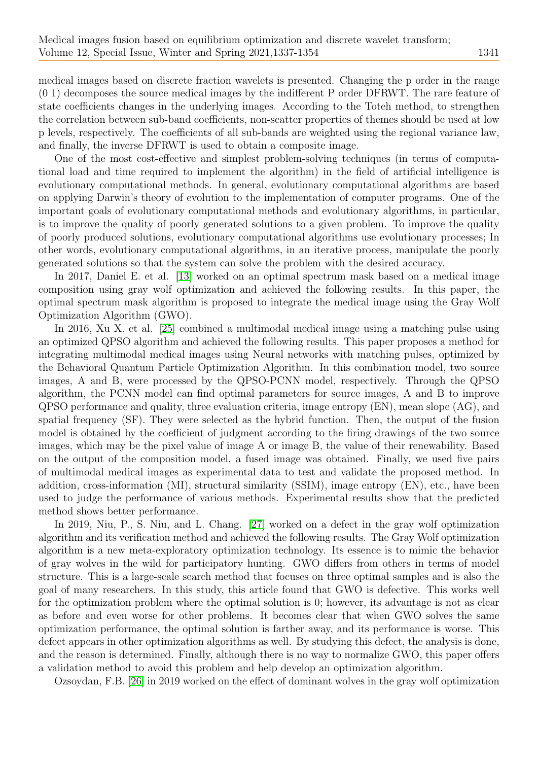medical images based on discrete fraction wavelets is presented. Changing the p order in the range (0 1) decomposes the source medical images by the indifferent P order DFRWT. The rare feature of state coefficients changes in the underlying images. According to the Toteh method, to strengthen the correlation between sub-band coefficients, non-scatter properties of themes should be used at low p levels, respectively. The coefficients of all sub-bands are weighted using the regional variance law, and finally, the inverse DFRWT is used to obtain a composite image.

One of the most cost-effective and simplest problem-solving techniques (in terms of computational load and time required to implement the algorithm) in the field of artificial intelligence is evolutionary computational methods. In general, evolutionary computational algorithms are based on applying Darwin's theory of evolution to the implementation of computer programs. One of the important goals of evolutionary computational methods and evolutionary algorithms, in particular, is to improve the quality of poorly generated solutions to a given problem. To improve the quality of poorly produced solutions, evolutionary computational algorithms use evolutionary processes; In other words, evolutionary computational algorithms, in an iterative process, manipulate the poorly generated solutions so that the system can solve the problem with the desired accuracy.

In 2017, Daniel E. et al. [13] worked on an optimal spectrum mask based on a medical image composition using gray wolf optimization and achieved the following results. In this paper, the optimal spectrum mask algorithm is proposed to integrate the medical image using the Gray Wolf Optimization Algorithm (GWO).

In 2016, Xu X. et al. [25] combined a multimodal medical image using a matching pulse using an optimized QPSO algorithm and achieved the following results. This paper proposes a method for integrating multimodal medical images using Neural networks with matching pulses, optimized by the Behavioral Quantum Particle Optimization Algorithm. In this combination model, two source images, A and B, were processed by the QPSO-PCNN model, respectively. Through the QPSO algorithm, the PCNN model can find optimal parameters for source images, A and B to improve QPSO performance and quality, three evaluation criteria, image entropy (EN), mean slope (AG), and spatial frequency (SF). They were selected as the hybrid function. Then, the output of the fusion model is obtained by the coefficient of judgment according to the firing drawings of the two source images, which may be the pixel value of image A or image B, the value of their renewability. Based on the output of the composition model, a fused image was obtained. Finally, we used five pairs of multimodal medical images as experimental data to test and validate the proposed method. In addition, cross-information (MI), structural similarity (SSIM), image entropy (EN), etc., have been used to judge the performance of various methods. Experimental results show that the predicted method shows better performance.

In 2019, Niu, P., S. Niu, and L. Chang. [27] worked on a defect in the gray wolf optimization algorithm and its verification method and achieved the following results. The Gray Wolf optimization algorithm is a new meta-exploratory optimization technology. Its essence is to mimic the behavior of gray wolves in the wild for participatory hunting. GWO differs from others in terms of model structure. This is a large-scale search method that focuses on three optimal samples and is also the goal of many researchers. In this study, this article found that GWO is defective. This works well for the optimization problem where the optimal solution is 0; however, its advantage is not as clear as before and even worse for other problems. It becomes clear that when GWO solves the same optimization performance, the optimal solution is farther away, and its performance is worse. This defect appears in other optimization algorithms as well. By studying this defect, the analysis is done, and the reason is determined. Finally, although there is no way to normalize GWO, this paper offers a validation method to avoid this problem and help develop an optimization algorithm.

Ozsoydan, F.B. [26] in 2019 worked on the effect of dominant wolves in the gray wolf optimization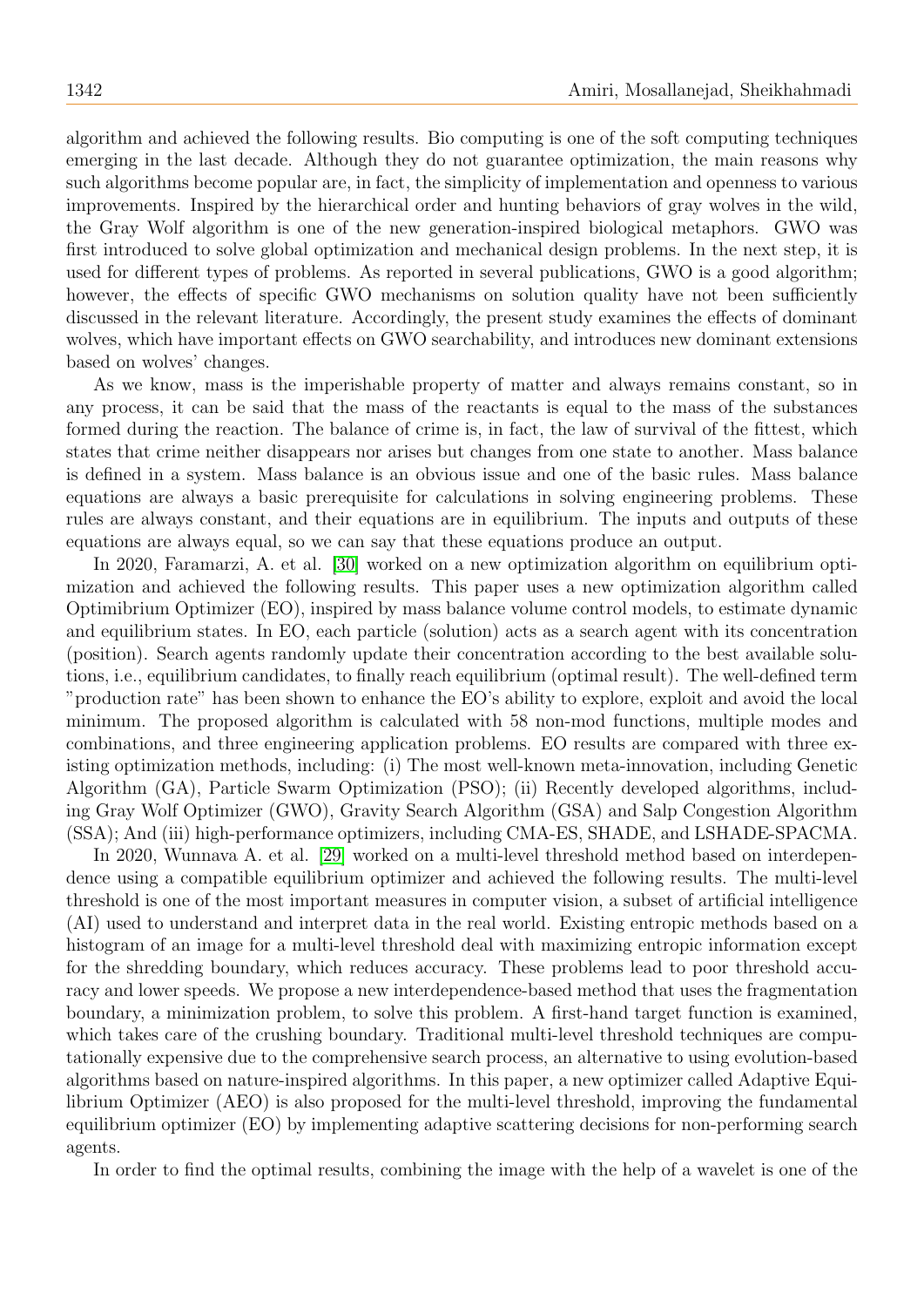algorithm and achieved the following results. Bio computing is one of the soft computing techniques emerging in the last decade. Although they do not guarantee optimization, the main reasons why such algorithms become popular are, in fact, the simplicity of implementation and openness to various improvements. Inspired by the hierarchical order and hunting behaviors of gray wolves in the wild, the Gray Wolf algorithm is one of the new generation-inspired biological metaphors. GWO was first introduced to solve global optimization and mechanical design problems. In the next step, it is used for different types of problems. As reported in several publications, GWO is a good algorithm; however, the effects of specific GWO mechanisms on solution quality have not been sufficiently discussed in the relevant literature. Accordingly, the present study examines the effects of dominant wolves, which have important effects on GWO searchability, and introduces new dominant extensions based on wolves' changes.

As we know, mass is the imperishable property of matter and always remains constant, so in any process, it can be said that the mass of the reactants is equal to the mass of the substances formed during the reaction. The balance of crime is, in fact, the law of survival of the fittest, which states that crime neither disappears nor arises but changes from one state to another. Mass balance is defined in a system. Mass balance is an obvious issue and one of the basic rules. Mass balance equations are always a basic prerequisite for calculations in solving engineering problems. These rules are always constant, and their equations are in equilibrium. The inputs and outputs of these equations are always equal, so we can say that these equations produce an output.

In 2020, Faramarzi, A. et al. [30] worked on a new optimization algorithm on equilibrium optimization and achieved the following results. This paper uses a new optimization algorithm called Optimibrium Optimizer (EO), inspired by mass balance volume control models, to estimate dynamic and equilibrium states. In EO, each particle (solution) acts as a search agent with its concentration (position). Search agents randomly update their concentration according to the best available solutions, i.e., equilibrium candidates, to finally reach equilibrium (optimal result). The well-defined term "production rate" has been shown to enhance the EO's ability to explore, exploit and avoid the local minimum. The proposed algorithm is calculated with 58 non-mod functions, multiple modes and combinations, and three engineering application problems. EO results are compared with three existing optimization methods, including: (i) The most well-known meta-innovation, including Genetic Algorithm (GA), Particle Swarm Optimization (PSO); (ii) Recently developed algorithms, including Gray Wolf Optimizer (GWO), Gravity Search Algorithm (GSA) and Salp Congestion Algorithm (SSA); And (iii) high-performance optimizers, including CMA-ES, SHADE, and LSHADE-SPACMA.

In 2020, Wunnava A. et al. [29] worked on a multi-level threshold method based on interdependence using a compatible equilibrium optimizer and achieved the following results. The multi-level threshold is one of the most important measures in computer vision, a subset of artificial intelligence (AI) used to understand and interpret data in the real world. Existing entropic methods based on a histogram of an image for a multi-level threshold deal with maximizing entropic information except for the shredding boundary, which reduces accuracy. These problems lead to poor threshold accuracy and lower speeds. We propose a new interdependence-based method that uses the fragmentation boundary, a minimization problem, to solve this problem. A first-hand target function is examined, which takes care of the crushing boundary. Traditional multi-level threshold techniques are computationally expensive due to the comprehensive search process, an alternative to using evolution-based algorithms based on nature-inspired algorithms. In this paper, a new optimizer called Adaptive Equilibrium Optimizer (AEO) is also proposed for the multi-level threshold, improving the fundamental equilibrium optimizer (EO) by implementing adaptive scattering decisions for non-performing search agents.

In order to find the optimal results, combining the image with the help of a wavelet is one of the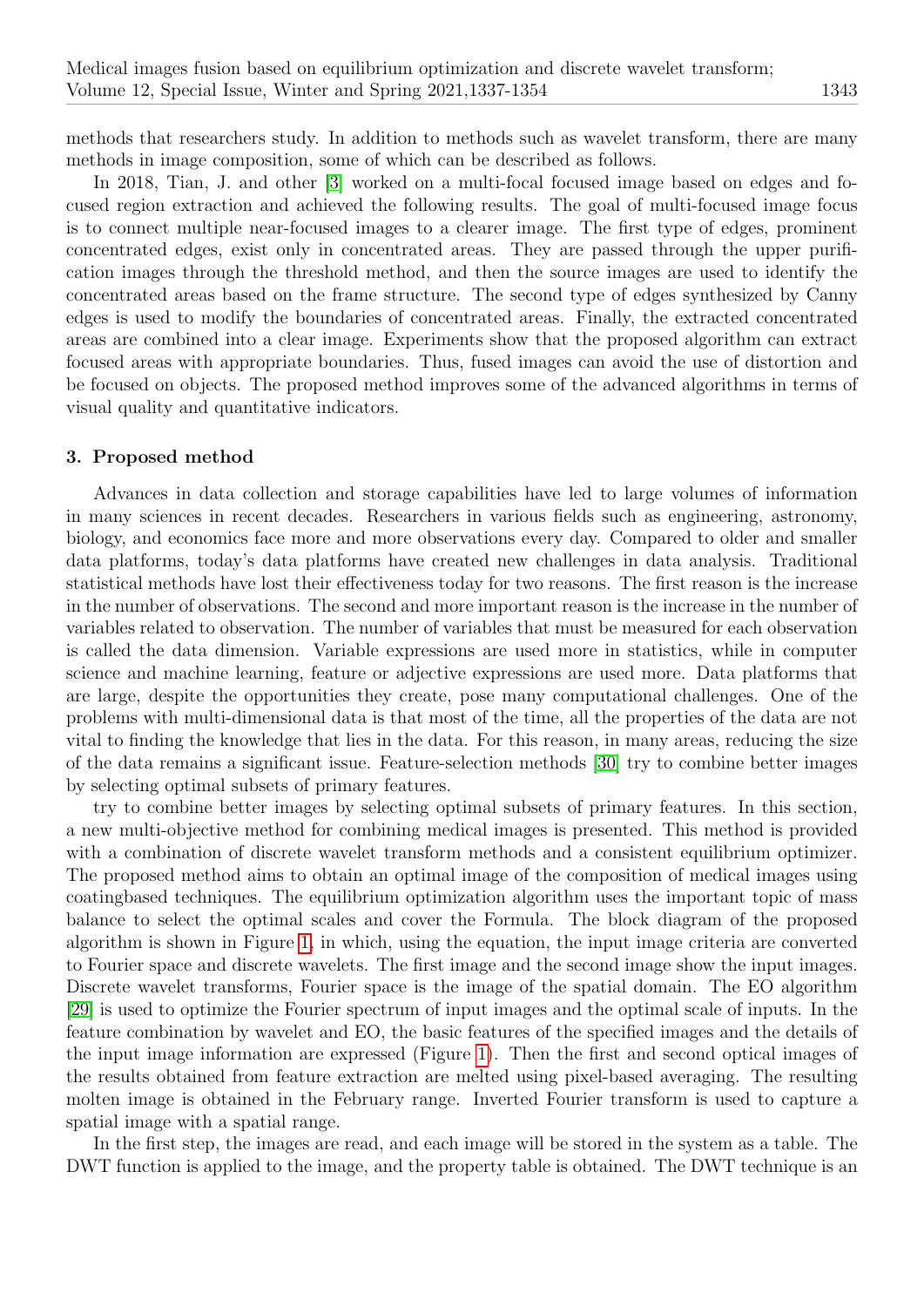methods that researchers study. In addition to methods such as wavelet transform, there are many methods in image composition, some of which can be described as follows.

In 2018, Tian, J. and other [3] worked on a multi-focal focused image based on edges and focused region extraction and achieved the following results. The goal of multi-focused image focus is to connect multiple near-focused images to a clearer image. The first type of edges, prominent concentrated edges, exist only in concentrated areas. They are passed through the upper purification images through the threshold method, and then the source images are used to identify the concentrated areas based on the frame structure. The second type of edges synthesized by Canny edges is used to modify the boundaries of concentrated areas. Finally, the extracted concentrated areas are combined into a clear image. Experiments show that the proposed algorithm can extract focused areas with appropriate boundaries. Thus, fused images can avoid the use of distortion and be focused on objects. The proposed method improves some of the advanced algorithms in terms of visual quality and quantitative indicators.

## 3. Proposed method

Advances in data collection and storage capabilities have led to large volumes of information in many sciences in recent decades. Researchers in various fields such as engineering, astronomy, biology, and economics face more and more observations every day. Compared to older and smaller data platforms, today's data platforms have created new challenges in data analysis. Traditional statistical methods have lost their effectiveness today for two reasons. The first reason is the increase in the number of observations. The second and more important reason is the increase in the number of variables related to observation. The number of variables that must be measured for each observation is called the data dimension. Variable expressions are used more in statistics, while in computer science and machine learning, feature or adjective expressions are used more. Data platforms that are large, despite the opportunities they create, pose many computational challenges. One of the problems with multi-dimensional data is that most of the time, all the properties of the data are not vital to finding the knowledge that lies in the data. For this reason, in many areas, reducing the size of the data remains a significant issue. Feature-selection methods [30] try to combine better images by selecting optimal subsets of primary features.

try to combine better images by selecting optimal subsets of primary features. In this section, a new multi-objective method for combining medical images is presented. This method is provided with a combination of discrete wavelet transform methods and a consistent equilibrium optimizer. The proposed method aims to obtain an optimal image of the composition of medical images using coatingbased techniques. The equilibrium optimization algorithm uses the important topic of mass balance to select the optimal scales and cover the Formula. The block diagram of the proposed algorithm is shown in Figure 1, in which, using the equation, the input image criteria are converted to Fourier space and discrete wavelets. The first image and the second image show the input images. Discrete wavelet transforms, Fourier space is the image of the spatial domain. The EO algorithm [29] is used to optimize the Fourier spectrum of input images and the optimal scale of inputs. In the feature combination by wavelet and EO, the basic features of the specified images and the details of the input image information are expressed (Figure 1). Then the first and second optical images of the results obtained from feature extraction are melted using pixel-based averaging. The resulting molten image is obtained in the February range. Inverted Fourier transform is used to capture a spatial image with a spatial range.

In the first step, the images are read, and each image will be stored in the system as a table. The DWT function is applied to the image, and the property table is obtained. The DWT technique is an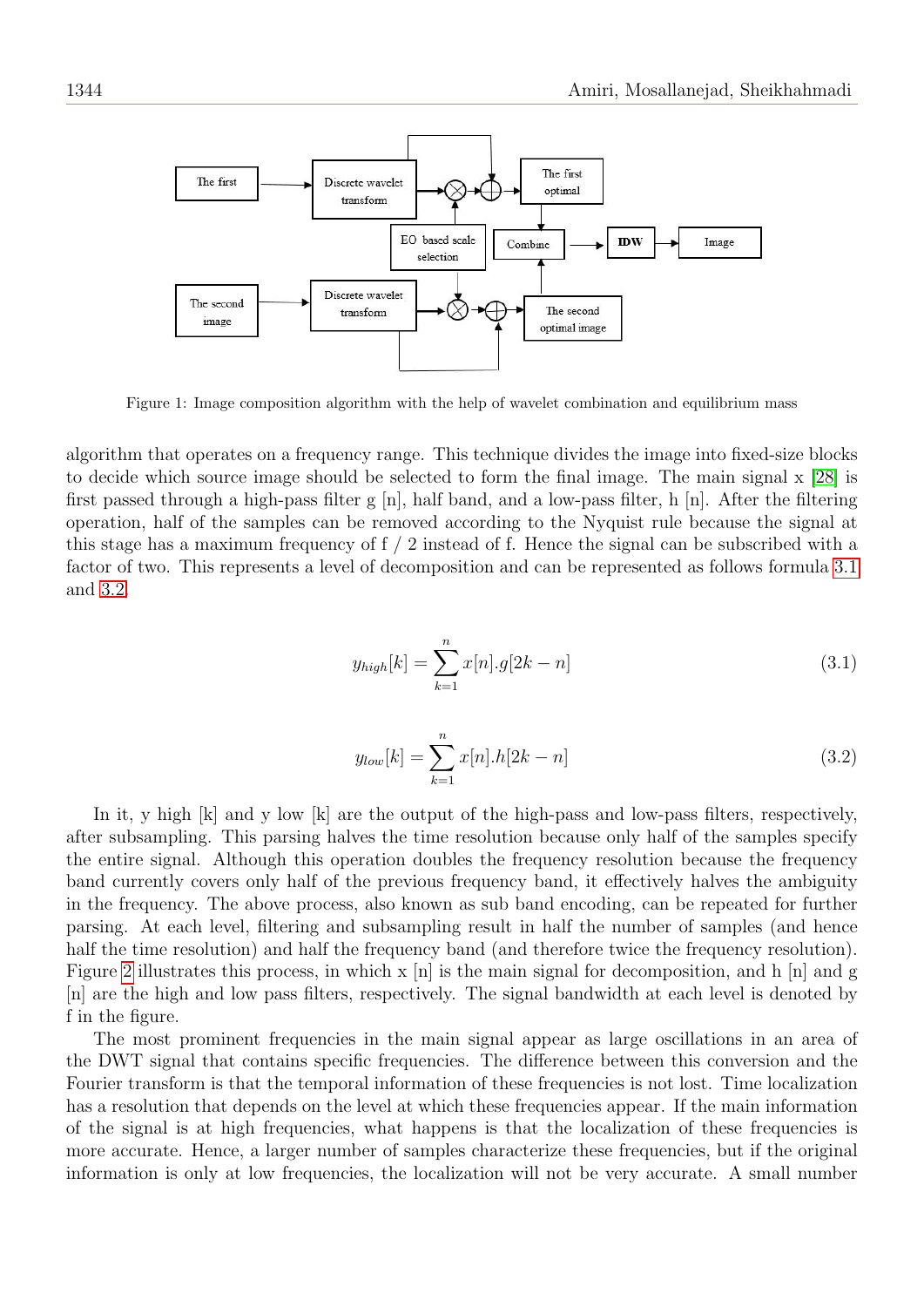Figure 1: Image composition algorithm with the help of wavelet combination and equilibrium mass

algorithm that operates on a frequency range. This technique divides the image into fixed-size blocks to decide which source image should be selected to form the final image. The main signal x [28] is first passed through a high-pass filter g [n], half band, and a low-pass filter, h [n]. After the filtering operation, half of the samples can be removed according to the Nyquist rule because the signal at this stage has a maximum frequency of f / 2 instead of f. Hence the signal can be subscribed with a factor of two. This represents a level of decomposition and can be represented as follows formula 3.1 and 3.2.

$$y_{high}[k] = \sum_{k=1}^{n} x[n].g[2k - n] \tag{3.1}$$

$$y_{low}[k] = \sum_{k=1}^{n} x[n].h[2k - n] \tag{3.2}$$

In it, y high [k] and y low [k] are the output of the high-pass and low-pass filters, respectively, after subsampling. This parsing halves the time resolution because only half of the samples specify the entire signal. Although this operation doubles the frequency resolution because the frequency band currently covers only half of the previous frequency band, it effectively halves the ambiguity in the frequency. The above process, also known as sub band encoding, can be repeated for further parsing. At each level, filtering and subsampling result in half the number of samples (and hence half the time resolution) and half the frequency band (and therefore twice the frequency resolution). Figure 2 illustrates this process, in which x [n] is the main signal for decomposition, and h [n] and g [n] are the high and low pass filters, respectively. The signal bandwidth at each level is denoted by f in the figure.

The most prominent frequencies in the main signal appear as large oscillations in an area of the DWT signal that contains specific frequencies. The difference between this conversion and the Fourier transform is that the temporal information of these frequencies is not lost. Time localization has a resolution that depends on the level at which these frequencies appear. If the main information of the signal is at high frequencies, what happens is that the localization of these frequencies is more accurate. Hence, a larger number of samples characterize these frequencies, but if the original information is only at low frequencies, the localization will not be very accurate. A small number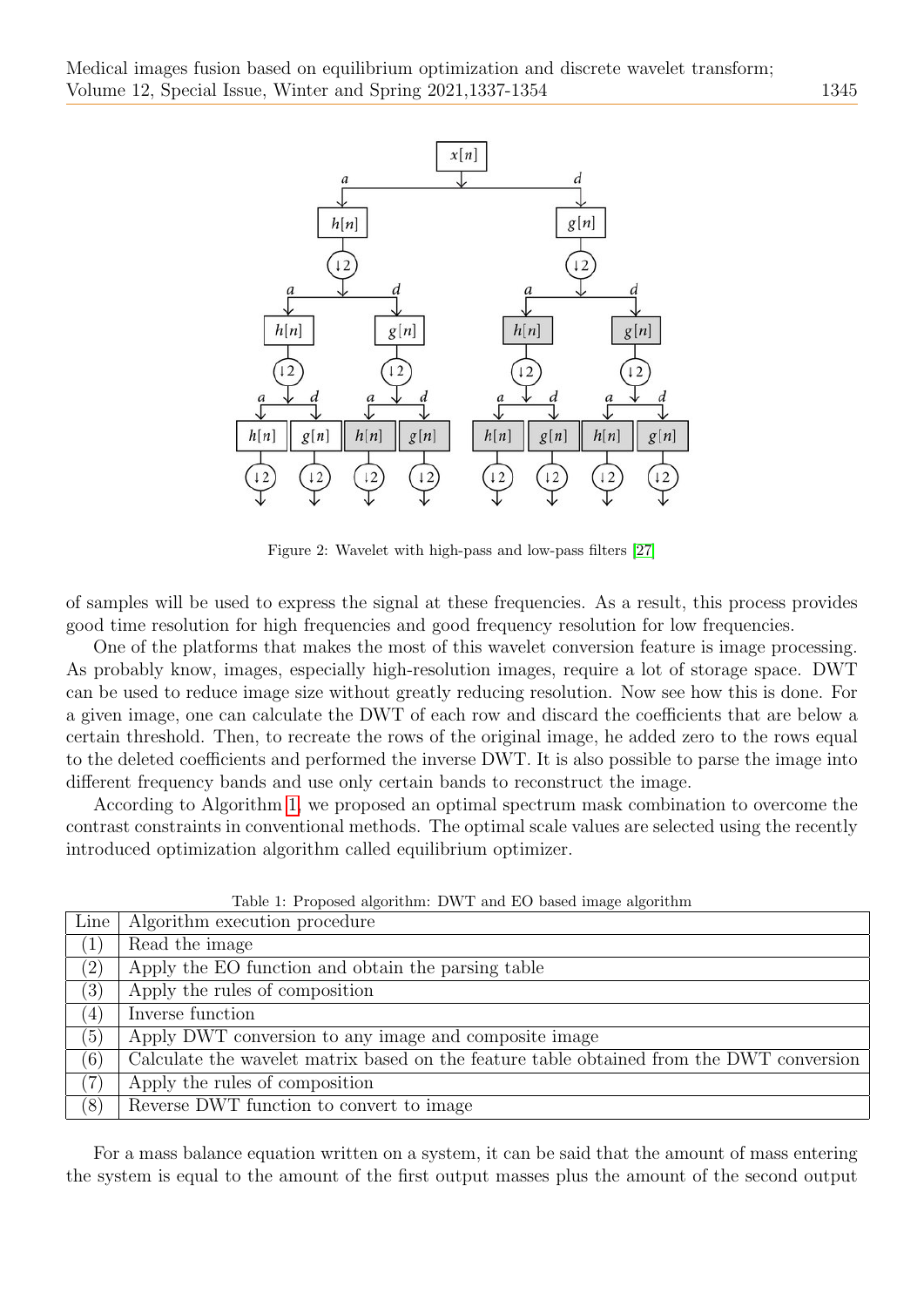Figure 2: Wavelet with high-pass and low-pass filters [27]

of samples will be used to express the signal at these frequencies. As a result, this process provides good time resolution for high frequencies and good frequency resolution for low frequencies.

One of the platforms that makes the most of this wavelet conversion feature is image processing. As probably know, images, especially high-resolution images, require a lot of storage space. DWT can be used to reduce image size without greatly reducing resolution. Now see how this is done. For a given image, one can calculate the DWT of each row and discard the coefficients that are below a certain threshold. Then, to recreate the rows of the original image, he added zero to the rows equal to the deleted coefficients and performed the inverse DWT. It is also possible to parse the image into different frequency bands and use only certain bands to reconstruct the image.

According to Algorithm 1, we proposed an optimal spectrum mask combination to overcome the contrast constraints in conventional methods. The optimal scale values are selected using the recently introduced optimization algorithm called equilibrium optimizer.

Table 1: Proposed algorithm: DWT and EO based image algorithm

| Line | Algorithm execution procedure |
|---|---|
| (1) | Read the image |
| (2) | Apply the EO function and obtain the parsing table |
| (3) | Apply the rules of composition |
| (4) | Inverse function |
| (5) | Apply DWT conversion to any image and composite image |
| (6) | Calculate the wavelet matrix based on the feature table obtained from the DWT conversion |
| (7) | Apply the rules of composition |
| (8) | Reverse DWT function to convert to image |

For a mass balance equation written on a system, it can be said that the amount of mass entering the system is equal to the amount of the first output masses plus the amount of the second output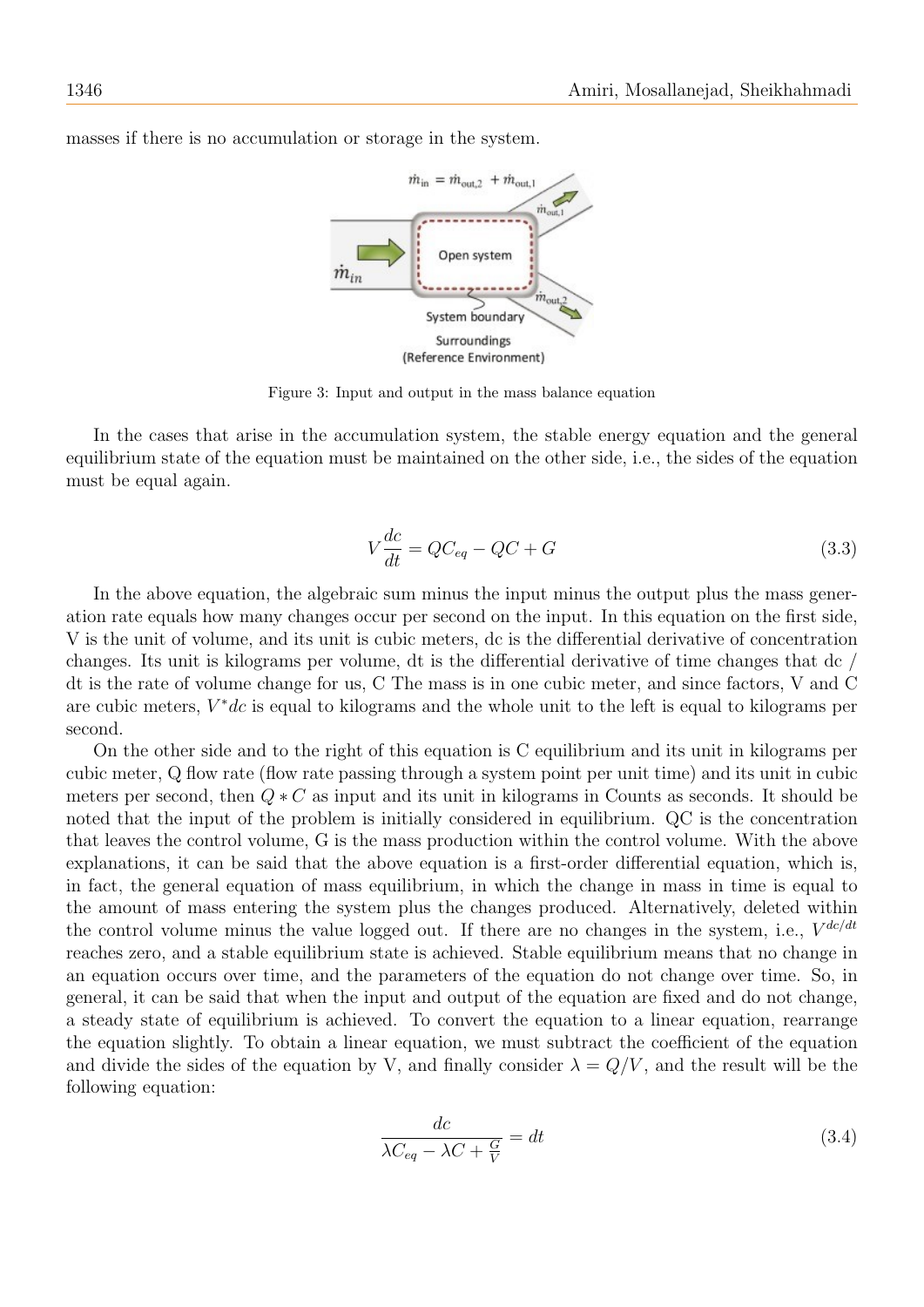masses if there is no accumulation or storage in the system.

Figure 3: Input and output in the mass balance equation

In the cases that arise in the accumulation system, the stable energy equation and the general equilibrium state of the equation must be maintained on the other side, i.e., the sides of the equation must be equal again.

$$V\frac{dc}{dt} = QC_{eq} - QC + G \tag{3.3}$$

In the above equation, the algebraic sum minus the input minus the output plus the mass generation rate equals how many changes occur per second on the input. In this equation on the first side, V is the unit of volume, and its unit is cubic meters, dc is the differential derivative of concentration changes. Its unit is kilograms per volume, dt is the differential derivative of time changes that dc / dt is the rate of volume change for us, C The mass is in one cubic meter, and since factors, V and C are cubic meters, $V^{*}dc$ is equal to kilograms and the whole unit to the left is equal to kilograms per second.

On the other side and to the right of this equation is C equilibrium and its unit in kilograms per cubic meter, Q flow rate (flow rate passing through a system point per unit time) and its unit in cubic meters per second, then $Q * C$ as input and its unit in kilograms in Counts as seconds. It should be noted that the input of the problem is initially considered in equilibrium. QC is the concentration that leaves the control volume, G is the mass production within the control volume. With the above explanations, it can be said that the above equation is a first-order differential equation, which is, in fact, the general equation of mass equilibrium, in which the change in mass in time is equal to the amount of mass entering the system plus the changes produced. Alternatively, deleted within the control volume minus the value logged out. If there are no changes in the system, i.e., $V^{dc/dt}$ reaches zero, and a stable equilibrium state is achieved. Stable equilibrium means that no change in an equation occurs over time, and the parameters of the equation do not change over time. So, in general, it can be said that when the input and output of the equation are fixed and do not change, a steady state of equilibrium is achieved. To convert the equation to a linear equation, rearrange the equation slightly. To obtain a linear equation, we must subtract the coefficient of the equation and divide the sides of the equation by V, and finally consider $\lambda = Q/V$, and the result will be the following equation:

$$\frac{dc}{\lambda C_{eq} - \lambda C + \frac{G}{V}} = dt \tag{3.4}$$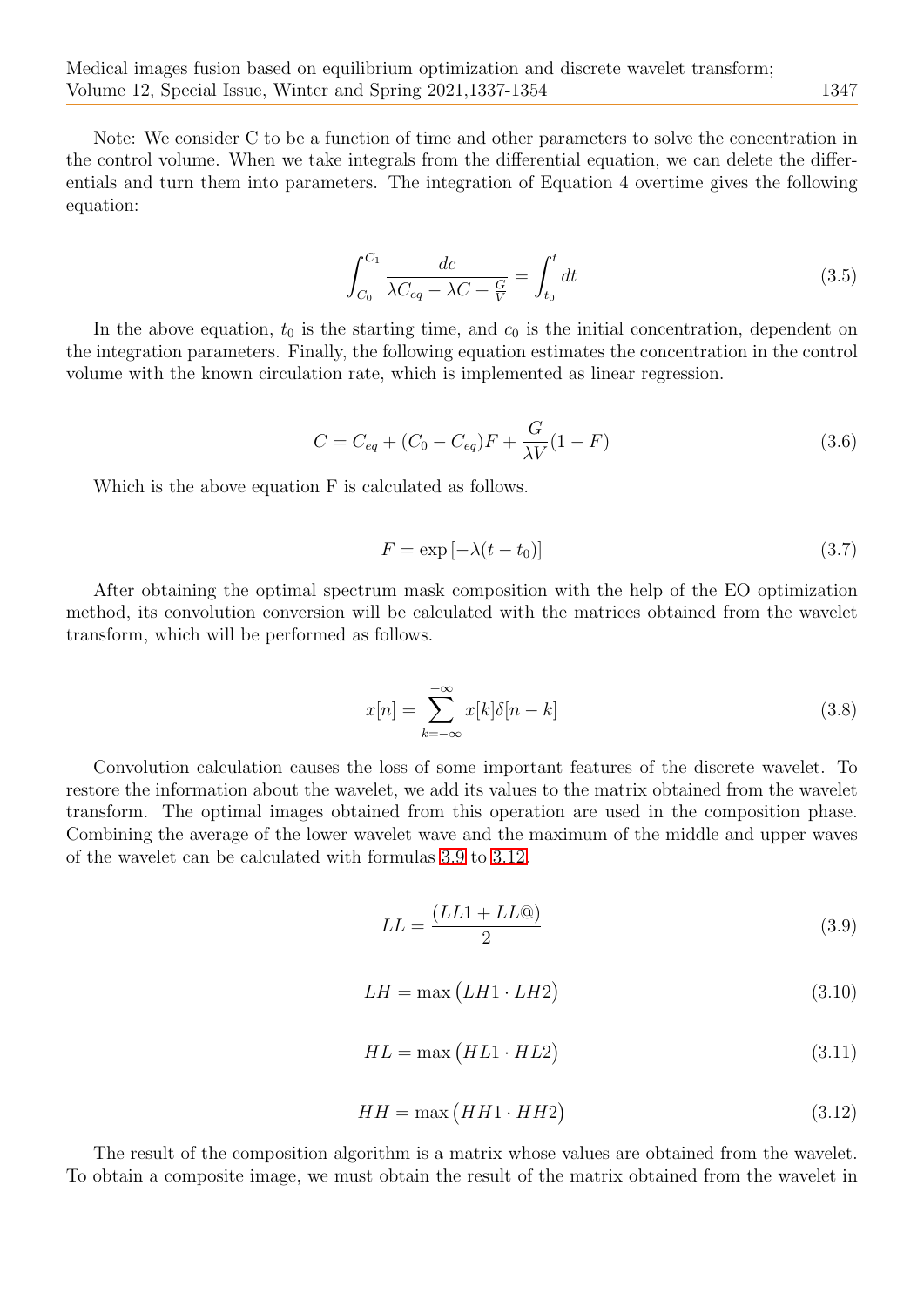Note: We consider C to be a function of time and other parameters to solve the concentration in the control volume. When we take integrals from the differential equation, we can delete the differentials and turn them into parameters. The integration of Equation 4 overtime gives the following equation:

$$\int_{C_0}^{C_1} \frac{dc}{\lambda C_{eq} - \lambda C + \frac{G}{V}} = \int_{t_0}^{t} dt \tag{3.5}$$

In the above equation, $t_0$ is the starting time, and $c_0$ is the initial concentration, dependent on the integration parameters. Finally, the following equation estimates the concentration in the control volume with the known circulation rate, which is implemented as linear regression.

$$C = C_{eq} + (C_0 - C_{eq})F + \frac{G}{\lambda V}(1 - F) \tag{3.6}$$

Which is the above equation F is calculated as follows.

$$F = \exp\left[-\lambda(t - t_0)\right] \tag{3.7}$$

After obtaining the optimal spectrum mask composition with the help of the EO optimization method, its convolution conversion will be calculated with the matrices obtained from the wavelet transform, which will be performed as follows.

$$x[n] = \sum_{k=-\infty}^{+\infty} x[k]\delta[n-k] \tag{3.8}$$

Convolution calculation causes the loss of some important features of the discrete wavelet. To restore the information about the wavelet, we add its values to the matrix obtained from the wavelet transform. The optimal images obtained from this operation are used in the composition phase. Combining the average of the lower wavelet wave and the maximum of the middle and upper waves of the wavelet can be calculated with formulas 3.9 to 3.12.

$$LL = \frac{(LL1 + LL@)}{2} \tag{3.9}$$

$$LH = \max\left(LH1 \cdot LH2\right) \tag{3.10}$$

$$HL = \max\left(HL1 \cdot HL2\right) \tag{3.11}$$

$$HH = \max\left(HH1 \cdot HH2\right) \tag{3.12}$$

The result of the composition algorithm is a matrix whose values are obtained from the wavelet. To obtain a composite image, we must obtain the result of the matrix obtained from the wavelet in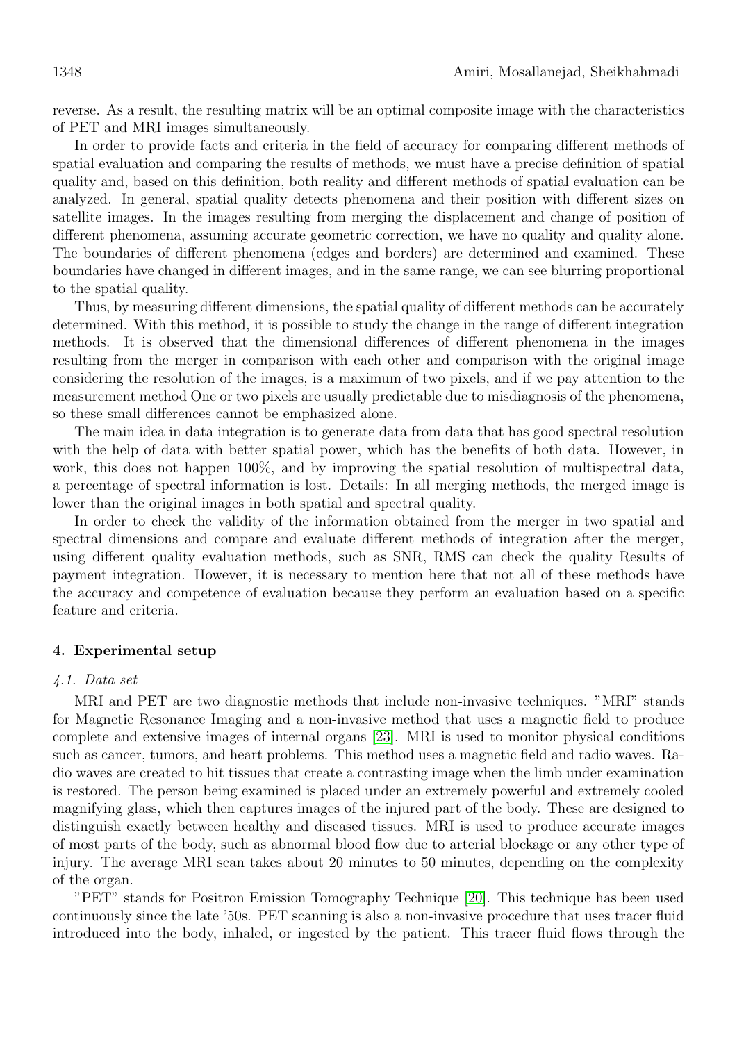reverse. As a result, the resulting matrix will be an optimal composite image with the characteristics of PET and MRI images simultaneously.

In order to provide facts and criteria in the field of accuracy for comparing different methods of spatial evaluation and comparing the results of methods, we must have a precise definition of spatial quality and, based on this definition, both reality and different methods of spatial evaluation can be analyzed. In general, spatial quality detects phenomena and their position with different sizes on satellite images. In the images resulting from merging the displacement and change of position of different phenomena, assuming accurate geometric correction, we have no quality and quality alone. The boundaries of different phenomena (edges and borders) are determined and examined. These boundaries have changed in different images, and in the same range, we can see blurring proportional to the spatial quality.

Thus, by measuring different dimensions, the spatial quality of different methods can be accurately determined. With this method, it is possible to study the change in the range of different integration methods. It is observed that the dimensional differences of different phenomena in the images resulting from the merger in comparison with each other and comparison with the original image considering the resolution of the images, is a maximum of two pixels, and if we pay attention to the measurement method One or two pixels are usually predictable due to misdiagnosis of the phenomena, so these small differences cannot be emphasized alone.

The main idea in data integration is to generate data from data that has good spectral resolution with the help of data with better spatial power, which has the benefits of both data. However, in work, this does not happen 100%, and by improving the spatial resolution of multispectral data, a percentage of spectral information is lost. Details: In all merging methods, the merged image is lower than the original images in both spatial and spectral quality.

In order to check the validity of the information obtained from the merger in two spatial and spectral dimensions and compare and evaluate different methods of integration after the merger, using different quality evaluation methods, such as SNR, RMS can check the quality Results of payment integration. However, it is necessary to mention here that not all of these methods have the accuracy and competence of evaluation because they perform an evaluation based on a specific feature and criteria.

## 4. Experimental setup

### *4.1. Data set*

MRI and PET are two diagnostic methods that include non-invasive techniques. "MRI" stands for Magnetic Resonance Imaging and a non-invasive method that uses a magnetic field to produce complete and extensive images of internal organs [23]. MRI is used to monitor physical conditions such as cancer, tumors, and heart problems. This method uses a magnetic field and radio waves. Radio waves are created to hit tissues that create a contrasting image when the limb under examination is restored. The person being examined is placed under an extremely powerful and extremely cooled magnifying glass, which then captures images of the injured part of the body. These are designed to distinguish exactly between healthy and diseased tissues. MRI is used to produce accurate images of most parts of the body, such as abnormal blood flow due to arterial blockage or any other type of injury. The average MRI scan takes about 20 minutes to 50 minutes, depending on the complexity of the organ.

"PET" stands for Positron Emission Tomography Technique [20]. This technique has been used continuously since the late '50s. PET scanning is also a non-invasive procedure that uses tracer fluid introduced into the body, inhaled, or ingested by the patient. This tracer fluid flows through the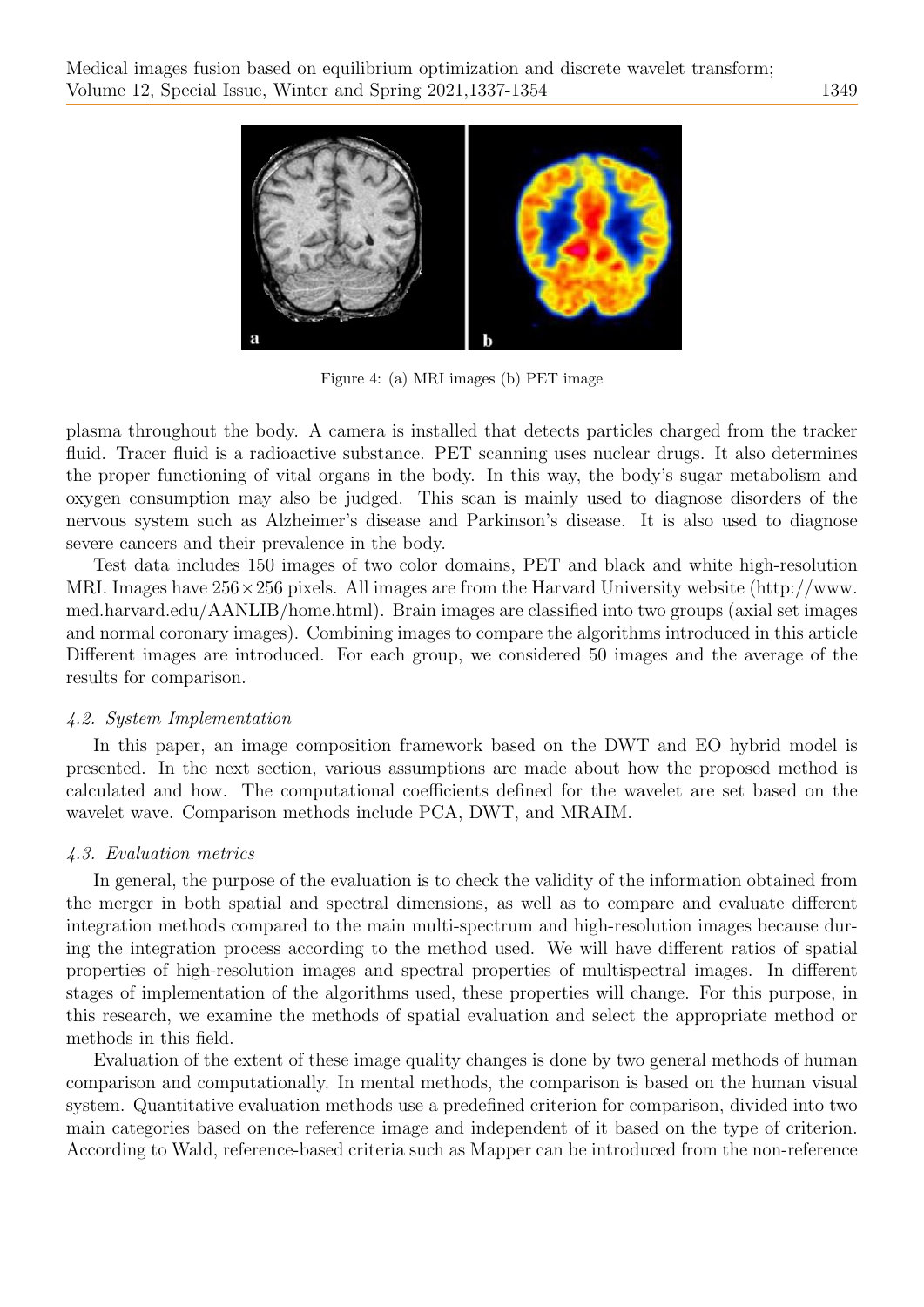Figure 4: (a) MRI images (b) PET image

plasma throughout the body. A camera is installed that detects particles charged from the tracker fluid. Tracer fluid is a radioactive substance. PET scanning uses nuclear drugs. It also determines the proper functioning of vital organs in the body. In this way, the body's sugar metabolism and oxygen consumption may also be judged. This scan is mainly used to diagnose disorders of the nervous system such as Alzheimer's disease and Parkinson's disease. It is also used to diagnose severe cancers and their prevalence in the body.

Test data includes 150 images of two color domains, PET and black and white high-resolution MRI. Images have $256 \times 256$ pixels. All images are from the Harvard University website (http://www.med.harvard.edu/AANLIB/home.html). Brain images are classified into two groups (axial set images and normal coronary images). Combining images to compare the algorithms introduced in this article Different images are introduced. For each group, we considered 50 images and the average of the results for comparison.

### *4.2. System Implementation*

In this paper, an image composition framework based on the DWT and EO hybrid model is presented. In the next section, various assumptions are made about how the proposed method is calculated and how. The computational coefficients defined for the wavelet are set based on the wavelet wave. Comparison methods include PCA, DWT, and MRAIM.

### *4.3. Evaluation metrics*

In general, the purpose of the evaluation is to check the validity of the information obtained from the merger in both spatial and spectral dimensions, as well as to compare and evaluate different integration methods compared to the main multi-spectrum and high-resolution images because during the integration process according to the method used. We will have different ratios of spatial properties of high-resolution images and spectral properties of multispectral images. In different stages of implementation of the algorithms used, these properties will change. For this purpose, in this research, we examine the methods of spatial evaluation and select the appropriate method or methods in this field.

Evaluation of the extent of these image quality changes is done by two general methods of human comparison and computationally. In mental methods, the comparison is based on the human visual system. Quantitative evaluation methods use a predefined criterion for comparison, divided into two main categories based on the reference image and independent of it based on the type of criterion. According to Wald, reference-based criteria such as Mapper can be introduced from the non-reference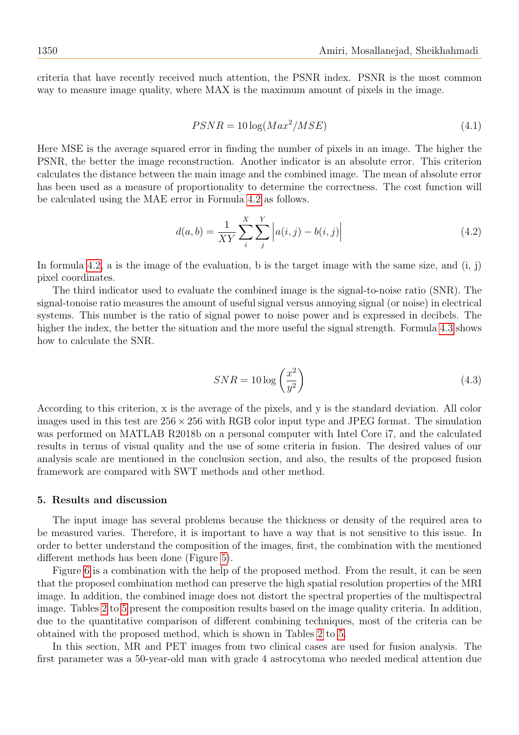criteria that have recently received much attention, the PSNR index. PSNR is the most common way to measure image quality, where MAX is the maximum amount of pixels in the image.

$$PSNR = 10\log(Max^2/MSE) \tag{4.1}$$

Here MSE is the average squared error in finding the number of pixels in an image. The higher the PSNR, the better the image reconstruction. Another indicator is an absolute error. This criterion calculates the distance between the main image and the combined image. The mean of absolute error has been used as a measure of proportionality to determine the correctness. The cost function will be calculated using the MAE error in Formula 4.2 as follows.

$$d(a,b) = \frac{1}{XY}\sum_{i}^{X}\sum_{j}^{Y}\Big|a(i,j) - b(i,j)\Big| \tag{4.2}$$

In formula 4.2, a is the image of the evaluation, b is the target image with the same size, and (i, j) pixel coordinates.

The third indicator used to evaluate the combined image is the signal-to-noise ratio (SNR). The signal-tonoise ratio measures the amount of useful signal versus annoying signal (or noise) in electrical systems. This number is the ratio of signal power to noise power and is expressed in decibels. The higher the index, the better the situation and the more useful the signal strength. Formula 4.3 shows how to calculate the SNR.

$$SNR = 10\log\left(\frac{x^2}{y^2}\right) \tag{4.3}$$

According to this criterion, x is the average of the pixels, and y is the standard deviation. All color images used in this test are $256 \times 256$ with RGB color input type and JPEG format. The simulation was performed on MATLAB R2018b on a personal computer with Intel Core i7, and the calculated results in terms of visual quality and the use of some criteria in fusion. The desired values of our analysis scale are mentioned in the conclusion section, and also, the results of the proposed fusion framework are compared with SWT methods and other method.

## 5. Results and discussion

The input image has several problems because the thickness or density of the required area to be measured varies. Therefore, it is important to have a way that is not sensitive to this issue. In order to better understand the composition of the images, first, the combination with the mentioned different methods has been done (Figure 5).

Figure 6 is a combination with the help of the proposed method. From the result, it can be seen that the proposed combination method can preserve the high spatial resolution properties of the MRI image. In addition, the combined image does not distort the spectral properties of the multispectral image. Tables 2 to 5 present the composition results based on the image quality criteria. In addition, due to the quantitative comparison of different combining techniques, most of the criteria can be obtained with the proposed method, which is shown in Tables 2 to 5.

In this section, MR and PET images from two clinical cases are used for fusion analysis. The first parameter was a 50-year-old man with grade 4 astrocytoma who needed medical attention due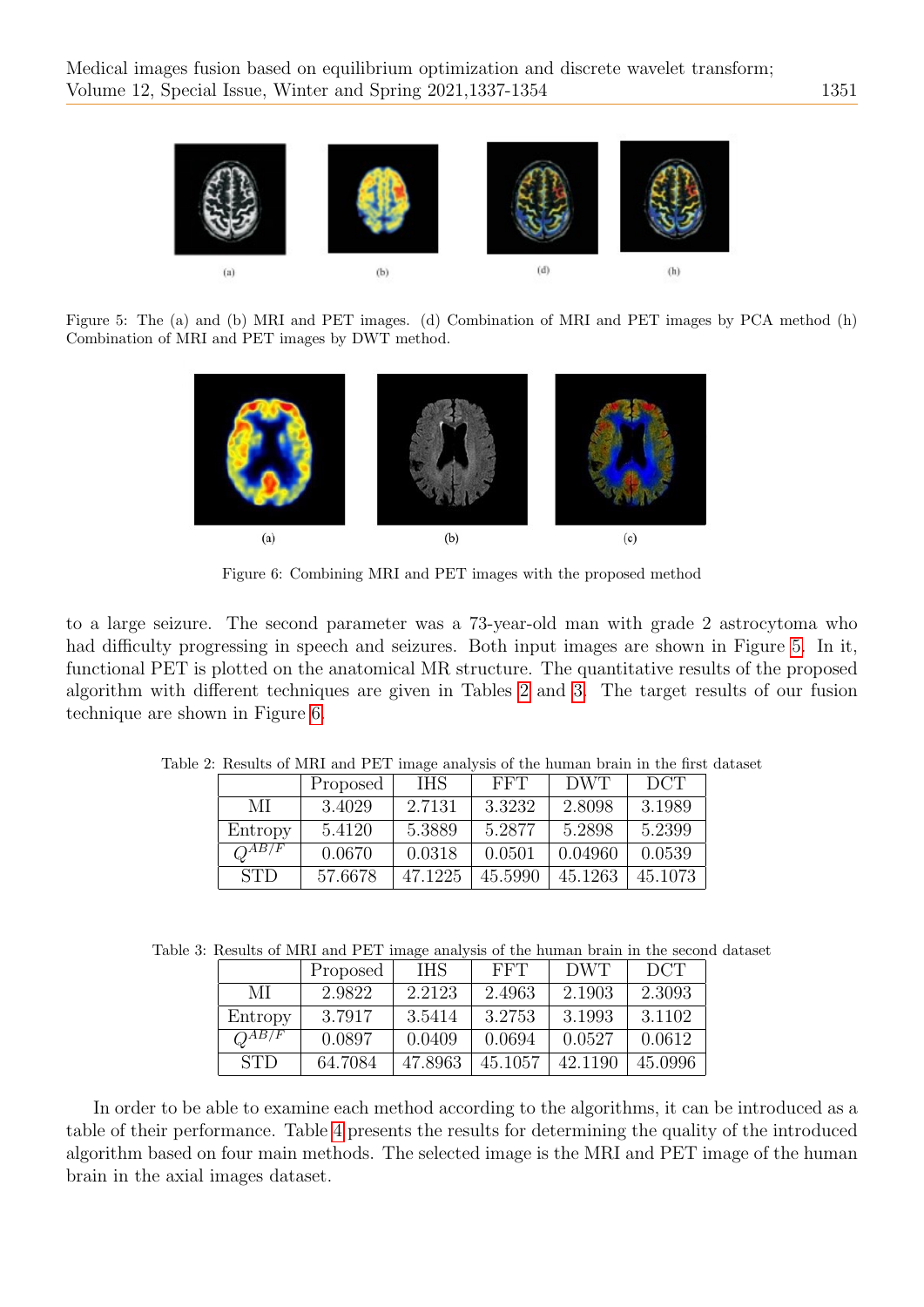Figure 5: The (a) and (b) MRI and PET images. (d) Combination of MRI and PET images by PCA method (h) Combination of MRI and PET images by DWT method.

Figure 6: Combining MRI and PET images with the proposed method

to a large seizure. The second parameter was a 73-year-old man with grade 2 astrocytoma who had difficulty progressing in speech and seizures. Both input images are shown in Figure 5. In it, functional PET is plotted on the anatomical MR structure. The quantitative results of the proposed algorithm with different techniques are given in Tables 2 and 3. The target results of our fusion technique are shown in Figure 6.

Table 2: Results of MRI and PET image analysis of the human brain in the first dataset

| | Proposed | IHS | FFT | DWT | DCT |
|---|---|---|---|---|---|
| MI | 3.4029 | 2.7131 | 3.3232 | 2.8098 | 3.1989 |
| Entropy | 5.4120 | 5.3889 | 5.2877 | 5.2898 | 5.2399 |
| $Q^{AB/F}$ | 0.0670 | 0.0318 | 0.0501 | 0.04960 | 0.0539 |
| STD | 57.6678 | 47.1225 | 45.5990 | 45.1263 | 45.1073 |

Table 3: Results of MRI and PET image analysis of the human brain in the second dataset

| | Proposed | IHS | FFT | DWT | DCT |
|---|---|---|---|---|---|
| MI | 2.9822 | 2.2123 | 2.4963 | 2.1903 | 2.3093 |
| Entropy | 3.7917 | 3.5414 | 3.2753 | 3.1993 | 3.1102 |
| $Q^{AB/F}$ | 0.0897 | 0.0409 | 0.0694 | 0.0527 | 0.0612 |
| STD | 64.7084 | 47.8963 | 45.1057 | 42.1190 | 45.0996 |

In order to be able to examine each method according to the algorithms, it can be introduced as a table of their performance. Table 4 presents the results for determining the quality of the introduced algorithm based on four main methods. The selected image is the MRI and PET image of the human brain in the axial images dataset.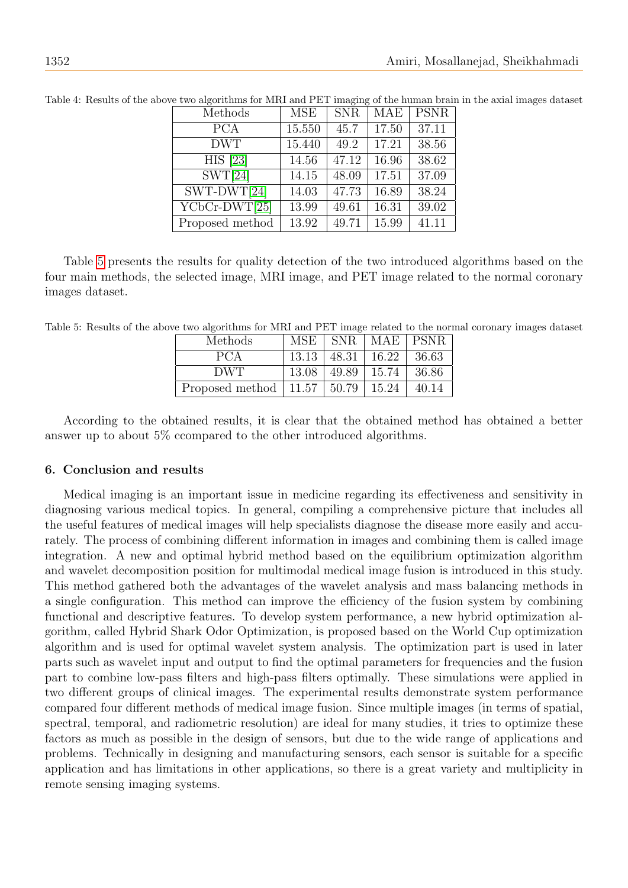Table 4: Results of the above two algorithms for MRI and PET imaging of the human brain in the axial images dataset

| Methods | MSE | SNR | MAE | PSNR |
|---|---|---|---|---|
| PCA | 15.550 | 45.7 | 17.50 | 37.11 |
| DWT | 15.440 | 49.2 | 17.21 | 38.56 |
| HIS [23] | 14.56 | 47.12 | 16.96 | 38.62 |
| SWT[24] | 14.15 | 48.09 | 17.51 | 37.09 |
| SWT-DWT[24] | 14.03 | 47.73 | 16.89 | 38.24 |
| YCbCr-DWT[25] | 13.99 | 49.61 | 16.31 | 39.02 |
| Proposed method | 13.92 | 49.71 | 15.99 | 41.11 |

Table 5 presents the results for quality detection of the two introduced algorithms based on the four main methods, the selected image, MRI image, and PET image related to the normal coronary images dataset.

Table 5: Results of the above two algorithms for MRI and PET image related to the normal coronary images dataset

| Methods | MSE | SNR | MAE | PSNR |
|---|---|---|---|---|
| PCA | 13.13 | 48.31 | 16.22 | 36.63 |
| DWT | 13.08 | 49.89 | 15.74 | 36.86 |
| Proposed method | 11.57 | 50.79 | 15.24 | 40.14 |

According to the obtained results, it is clear that the obtained method has obtained a better answer up to about 5% ccompared to the other introduced algorithms.

## 6. Conclusion and results

Medical imaging is an important issue in medicine regarding its effectiveness and sensitivity in diagnosing various medical topics. In general, compiling a comprehensive picture that includes all the useful features of medical images will help specialists diagnose the disease more easily and accurately. The process of combining different information in images and combining them is called image integration. A new and optimal hybrid method based on the equilibrium optimization algorithm and wavelet decomposition position for multimodal medical image fusion is introduced in this study. This method gathered both the advantages of the wavelet analysis and mass balancing methods in a single configuration. This method can improve the efficiency of the fusion system by combining functional and descriptive features. To develop system performance, a new hybrid optimization algorithm, called Hybrid Shark Odor Optimization, is proposed based on the World Cup optimization algorithm and is used for optimal wavelet system analysis. The optimization part is used in later parts such as wavelet input and output to find the optimal parameters for frequencies and the fusion part to combine low-pass filters and high-pass filters optimally. These simulations were applied in two different groups of clinical images. The experimental results demonstrate system performance compared four different methods of medical image fusion. Since multiple images (in terms of spatial, spectral, temporal, and radiometric resolution) are ideal for many studies, it tries to optimize these factors as much as possible in the design of sensors, but due to the wide range of applications and problems. Technically in designing and manufacturing sensors, each sensor is suitable for a specific application and has limitations in other applications, so there is a great variety and multiplicity in remote sensing imaging systems.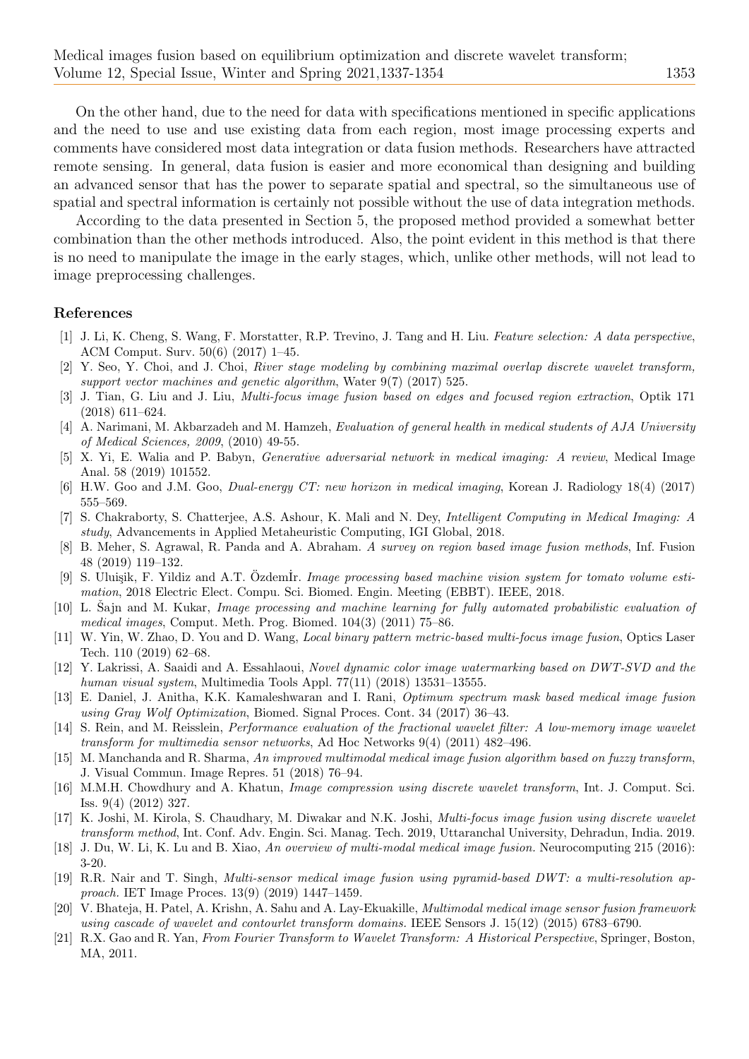On the other hand, due to the need for data with specifications mentioned in specific applications and the need to use and use existing data from each region, most image processing experts and comments have considered most data integration or data fusion methods. Researchers have attracted remote sensing. In general, data fusion is easier and more economical than designing and building an advanced sensor that has the power to separate spatial and spectral, so the simultaneous use of spatial and spectral information is certainly not possible without the use of data integration methods.

According to the data presented in Section 5, the proposed method provided a somewhat better combination than the other methods introduced. Also, the point evident in this method is that there is no need to manipulate the image in the early stages, which, unlike other methods, will not lead to image preprocessing challenges.

## References

[1] J. Li, K. Cheng, S. Wang, F. Morstatter, R.P. Trevino, J. Tang and H. Liu. *Feature selection: A data perspective*, ACM Comput. Surv. 50(6) (2017) 1–45.

[2] Y. Seo, Y. Choi, and J. Choi, *River stage modeling by combining maximal overlap discrete wavelet transform, support vector machines and genetic algorithm*, Water 9(7) (2017) 525.

[3] J. Tian, G. Liu and J. Liu, *Multi-focus image fusion based on edges and focused region extraction*, Optik 171 (2018) 611–624.

[4] A. Narimani, M. Akbarzadeh and M. Hamzeh, *Evaluation of general health in medical students of AJA University of Medical Sciences, 2009*, (2010) 49-55.

[5] X. Yi, E. Walia and P. Babyn, *Generative adversarial network in medical imaging: A review*, Medical Image Anal. 58 (2019) 101552.

[6] H.W. Goo and J.M. Goo, *Dual-energy CT: new horizon in medical imaging*, Korean J. Radiology 18(4) (2017) 555–569.

[7] S. Chakraborty, S. Chatterjee, A.S. Ashour, K. Mali and N. Dey, *Intelligent Computing in Medical Imaging: A study*, Advancements in Applied Metaheuristic Computing, IGI Global, 2018.

[8] B. Meher, S. Agrawal, R. Panda and A. Abraham. *A survey on region based image fusion methods*, Inf. Fusion 48 (2019) 119–132.

[9] S. Uluişik, F. Yildiz and A.T. Özdemİr. *Image processing based machine vision system for tomato volume estimation*, 2018 Electric Elect. Compu. Sci. Biomed. Engin. Meeting (EBBT). IEEE, 2018.

[10] L. Šajn and M. Kukar, *Image processing and machine learning for fully automated probabilistic evaluation of medical images*, Comput. Meth. Prog. Biomed. 104(3) (2011) 75–86.

[11] W. Yin, W. Zhao, D. You and D. Wang, *Local binary pattern metric-based multi-focus image fusion*, Optics Laser Tech. 110 (2019) 62–68.

[12] Y. Lakrissi, A. Saaidi and A. Essahlaoui, *Novel dynamic color image watermarking based on DWT-SVD and the human visual system*, Multimedia Tools Appl. 77(11) (2018) 13531–13555.

[13] E. Daniel, J. Anitha, K.K. Kamaleshwaran and I. Rani, *Optimum spectrum mask based medical image fusion using Gray Wolf Optimization*, Biomed. Signal Proces. Cont. 34 (2017) 36–43.

[14] S. Rein, and M. Reisslein, *Performance evaluation of the fractional wavelet filter: A low-memory image wavelet transform for multimedia sensor networks*, Ad Hoc Networks 9(4) (2011) 482–496.

[15] M. Manchanda and R. Sharma, *An improved multimodal medical image fusion algorithm based on fuzzy transform*, J. Visual Commun. Image Repres. 51 (2018) 76–94.

[16] M.M.H. Chowdhury and A. Khatun, *Image compression using discrete wavelet transform*, Int. J. Comput. Sci. Iss. 9(4) (2012) 327.

[17] K. Joshi, M. Kirola, S. Chaudhary, M. Diwakar and N.K. Joshi, *Multi-focus image fusion using discrete wavelet transform method*, Int. Conf. Adv. Engin. Sci. Manag. Tech. 2019, Uttaranchal University, Dehradun, India. 2019.

[18] J. Du, W. Li, K. Lu and B. Xiao, *An overview of multi-modal medical image fusion.* Neurocomputing 215 (2016): 3-20.

[19] R.R. Nair and T. Singh, *Multi-sensor medical image fusion using pyramid-based DWT: a multi-resolution approach.* IET Image Proces. 13(9) (2019) 1447–1459.

[20] V. Bhateja, H. Patel, A. Krishn, A. Sahu and A. Lay-Ekuakille, *Multimodal medical image sensor fusion framework using cascade of wavelet and contourlet transform domains.* IEEE Sensors J. 15(12) (2015) 6783–6790.

[21] R.X. Gao and R. Yan, *From Fourier Transform to Wavelet Transform: A Historical Perspective*, Springer, Boston, MA, 2011.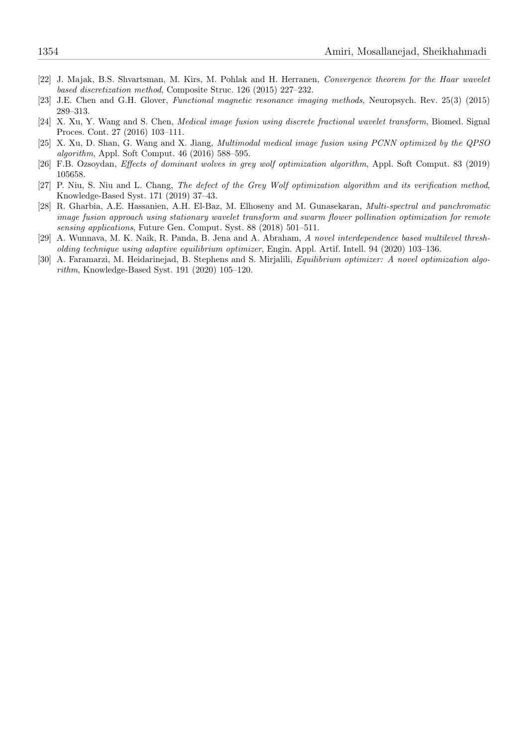[22] J. Majak, B.S. Shvartsman, M. Kirs, M. Pohlak and H. Herranen, *Convergence theorem for the Haar wavelet based discretization method*, Composite Struc. 126 (2015) 227–232.

[23] J.E. Chen and G.H. Glover, *Functional magnetic resonance imaging methods*, Neuropsych. Rev. 25(3) (2015) 289–313.

[24] X. Xu, Y. Wang and S. Chen, *Medical image fusion using discrete fractional wavelet transform*, Biomed. Signal Proces. Cont. 27 (2016) 103–111.

[25] X. Xu, D. Shan, G. Wang and X. Jiang, *Multimodal medical image fusion using PCNN optimized by the QPSO algorithm*, Appl. Soft Comput. 46 (2016) 588–595.

[26] F.B. Ozsoydan, *Effects of dominant wolves in grey wolf optimization algorithm*, Appl. Soft Comput. 83 (2019) 105658.

[27] P. Niu, S. Niu and L. Chang, *The defect of the Grey Wolf optimization algorithm and its verification method*, Knowledge-Based Syst. 171 (2019) 37–43.

[28] R. Gharbia, A.E. Hassanien, A.H. El-Baz, M. Elhoseny and M. Gunasekaran, *Multi-spectral and panchromatic image fusion approach using stationary wavelet transform and swarm flower pollination optimization for remote sensing applications*, Future Gen. Comput. Syst. 88 (2018) 501–511.

[29] A. Wunnava, M. K. Naik, R. Panda, B. Jena and A. Abraham, *A novel interdependence based multilevel thresholding technique using adaptive equilibrium optimizer*, Engin. Appl. Artif. Intell. 94 (2020) 103–136.

[30] A. Faramarzi, M. Heidarinejad, B. Stephens and S. Mirjalili, *Equilibrium optimizer: A novel optimization algorithm*, Knowledge-Based Syst. 191 (2020) 105–120.